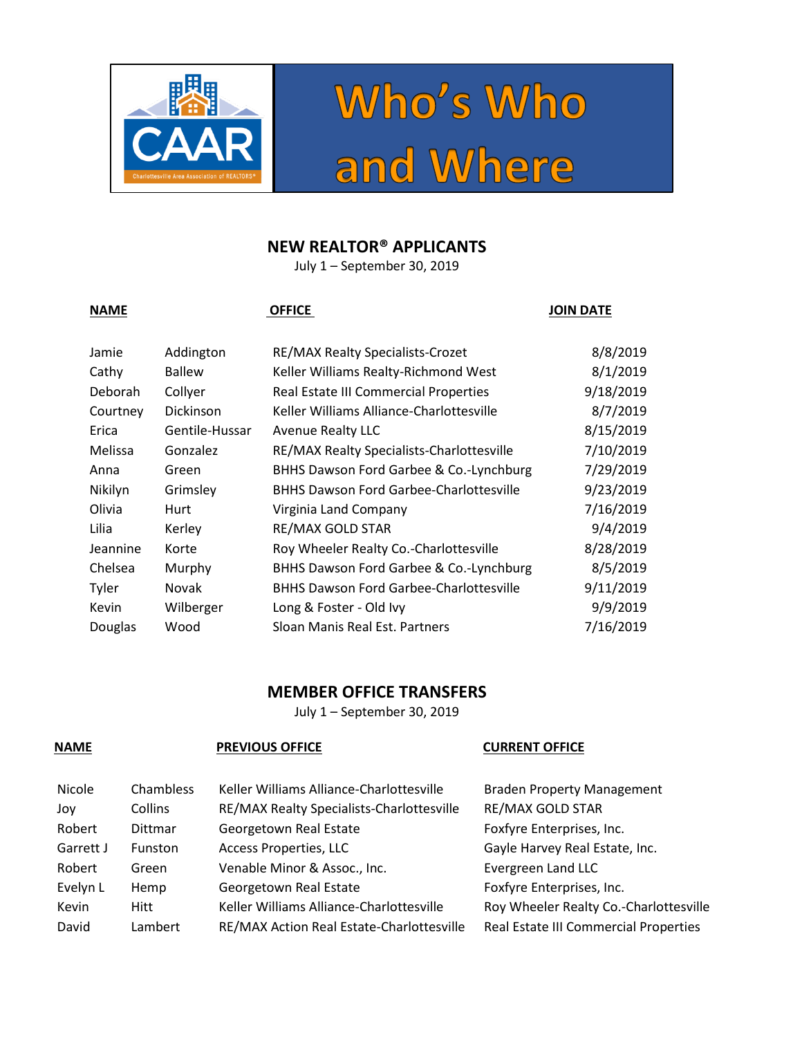# Who's Who and Where

CAAR
Charlottesville Area Association of REALTORS®

## NEW REALTOR® APPLICANTS

July 1 – September 30, 2019

| NAME | | OFFICE | JOIN DATE |
|---|---|---|---|
| Jamie | Addington | RE/MAX Realty Specialists-Crozet | 8/8/2019 |
| Cathy | Ballew | Keller Williams Realty-Richmond West | 8/1/2019 |
| Deborah | Collyer | Real Estate III Commercial Properties | 9/18/2019 |
| Courtney | Dickinson | Keller Williams Alliance-Charlottesville | 8/7/2019 |
| Erica | Gentile-Hussar | Avenue Realty LLC | 8/15/2019 |
| Melissa | Gonzalez | RE/MAX Realty Specialists-Charlottesville | 7/10/2019 |
| Anna | Green | BHHS Dawson Ford Garbee & Co.-Lynchburg | 7/29/2019 |
| Nikilyn | Grimsley | BHHS Dawson Ford Garbee-Charlottesville | 9/23/2019 |
| Olivia | Hurt | Virginia Land Company | 7/16/2019 |
| Lilia | Kerley | RE/MAX GOLD STAR | 9/4/2019 |
| Jeannine | Korte | Roy Wheeler Realty Co.-Charlottesville | 8/28/2019 |
| Chelsea | Murphy | BHHS Dawson Ford Garbee & Co.-Lynchburg | 8/5/2019 |
| Tyler | Novak | BHHS Dawson Ford Garbee-Charlottesville | 9/11/2019 |
| Kevin | Wilberger | Long & Foster - Old Ivy | 9/9/2019 |
| Douglas | Wood | Sloan Manis Real Est. Partners | 7/16/2019 |

## MEMBER OFFICE TRANSFERS

July 1 – September 30, 2019

| NAME | | PREVIOUS OFFICE | CURRENT OFFICE |
|---|---|---|---|
| Nicole | Chambless | Keller Williams Alliance-Charlottesville | Braden Property Management |
| Joy | Collins | RE/MAX Realty Specialists-Charlottesville | RE/MAX GOLD STAR |
| Robert | Dittmar | Georgetown Real Estate | Foxfyre Enterprises, Inc. |
| Garrett J | Funston | Access Properties, LLC | Gayle Harvey Real Estate, Inc. |
| Robert | Green | Venable Minor & Assoc., Inc. | Evergreen Land LLC |
| Evelyn L | Hemp | Georgetown Real Estate | Foxfyre Enterprises, Inc. |
| Kevin | Hitt | Keller Williams Alliance-Charlottesville | Roy Wheeler Realty Co.-Charlottesville |
| David | Lambert | RE/MAX Action Real Estate-Charlottesville | Real Estate III Commercial Properties |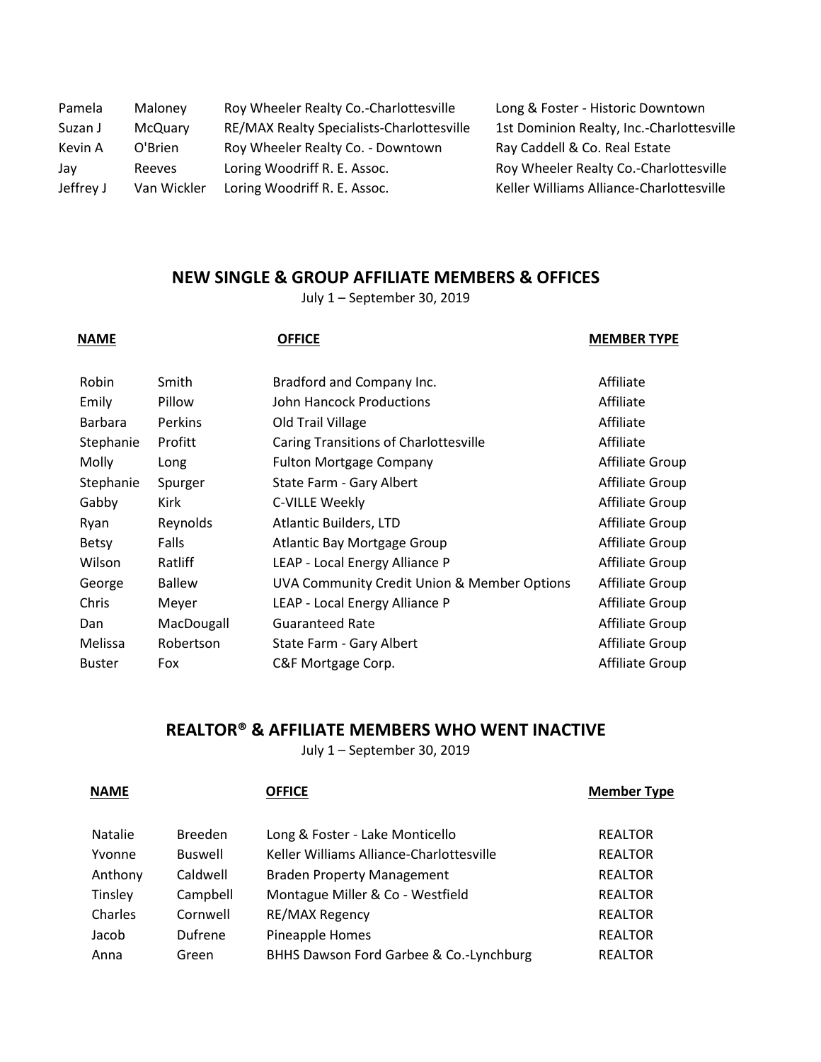| | | | |
|---|---|---|---|
| Pamela | Maloney | Roy Wheeler Realty Co.-Charlottesville | Long & Foster - Historic Downtown |
| Suzan J | McQuary | RE/MAX Realty Specialists-Charlottesville | 1st Dominion Realty, Inc.-Charlottesville |
| Kevin A | O'Brien | Roy Wheeler Realty Co. - Downtown | Ray Caddell & Co. Real Estate |
| Jay | Reeves | Loring Woodriff R. E. Assoc. | Roy Wheeler Realty Co.-Charlottesville |
| Jeffrey J | Van Wickler | Loring Woodriff R. E. Assoc. | Keller Williams Alliance-Charlottesville |

## NEW SINGLE & GROUP AFFILIATE MEMBERS & OFFICES

July 1 – September 30, 2019

| NAME | | OFFICE | MEMBER TYPE |
|---|---|---|---|
| Robin | Smith | Bradford and Company Inc. | Affiliate |
| Emily | Pillow | John Hancock Productions | Affiliate |
| Barbara | Perkins | Old Trail Village | Affiliate |
| Stephanie | Profitt | Caring Transitions of Charlottesville | Affiliate |
| Molly | Long | Fulton Mortgage Company | Affiliate Group |
| Stephanie | Spurger | State Farm - Gary Albert | Affiliate Group |
| Gabby | Kirk | C-VILLE Weekly | Affiliate Group |
| Ryan | Reynolds | Atlantic Builders, LTD | Affiliate Group |
| Betsy | Falls | Atlantic Bay Mortgage Group | Affiliate Group |
| Wilson | Ratliff | LEAP - Local Energy Alliance P | Affiliate Group |
| George | Ballew | UVA Community Credit Union & Member Options | Affiliate Group |
| Chris | Meyer | LEAP - Local Energy Alliance P | Affiliate Group |
| Dan | MacDougall | Guaranteed Rate | Affiliate Group |
| Melissa | Robertson | State Farm - Gary Albert | Affiliate Group |
| Buster | Fox | C&F Mortgage Corp. | Affiliate Group |

## REALTOR® & AFFILIATE MEMBERS WHO WENT INACTIVE

July 1 – September 30, 2019

| NAME | | OFFICE | Member Type |
|---|---|---|---|
| Natalie | Breeden | Long & Foster - Lake Monticello | REALTOR |
| Yvonne | Buswell | Keller Williams Alliance-Charlottesville | REALTOR |
| Anthony | Caldwell | Braden Property Management | REALTOR |
| Tinsley | Campbell | Montague Miller & Co - Westfield | REALTOR |
| Charles | Cornwell | RE/MAX Regency | REALTOR |
| Jacob | Dufrene | Pineapple Homes | REALTOR |
| Anna | Green | BHHS Dawson Ford Garbee & Co.-Lynchburg | REALTOR |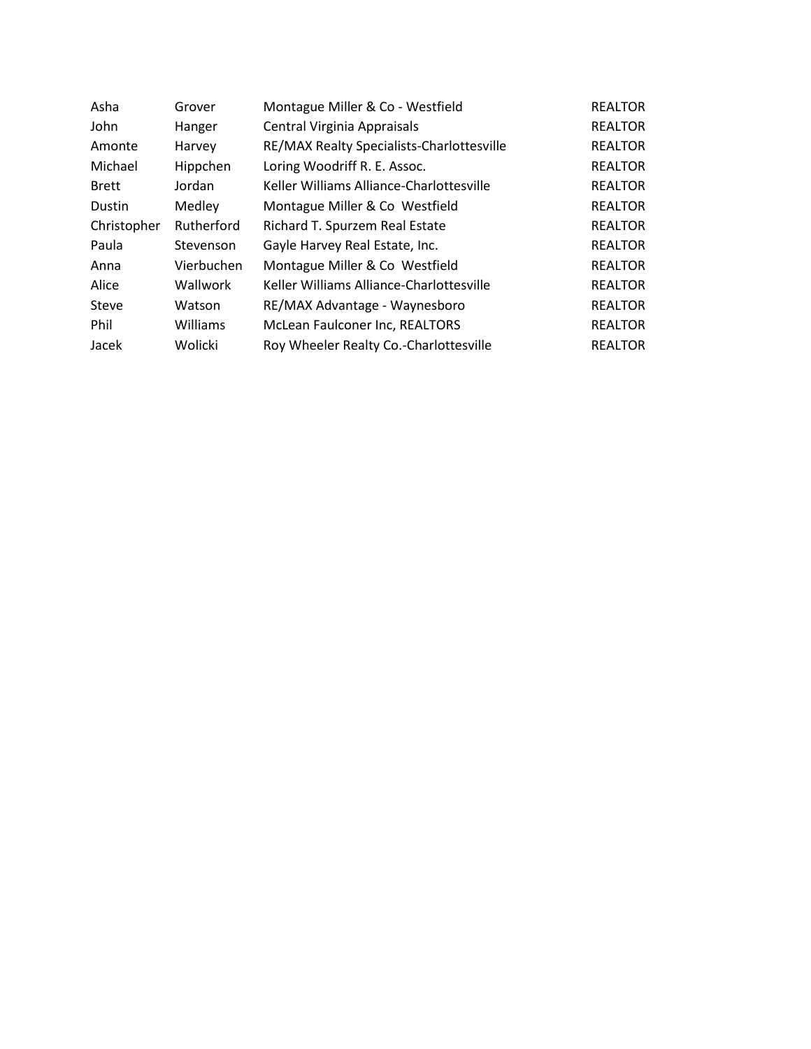| | | | |
|---|---|---|---|
| Asha | Grover | Montague Miller & Co - Westfield | REALTOR |
| John | Hanger | Central Virginia Appraisals | REALTOR |
| Amonte | Harvey | RE/MAX Realty Specialists-Charlottesville | REALTOR |
| Michael | Hippchen | Loring Woodriff R. E. Assoc. | REALTOR |
| Brett | Jordan | Keller Williams Alliance-Charlottesville | REALTOR |
| Dustin | Medley | Montague Miller & Co  Westfield | REALTOR |
| Christopher | Rutherford | Richard T. Spurzem Real Estate | REALTOR |
| Paula | Stevenson | Gayle Harvey Real Estate, Inc. | REALTOR |
| Anna | Vierbuchen | Montague Miller & Co  Westfield | REALTOR |
| Alice | Wallwork | Keller Williams Alliance-Charlottesville | REALTOR |
| Steve | Watson | RE/MAX Advantage - Waynesboro | REALTOR |
| Phil | Williams | McLean Faulconer Inc, REALTORS | REALTOR |
| Jacek | Wolicki | Roy Wheeler Realty Co.-Charlottesville | REALTOR |